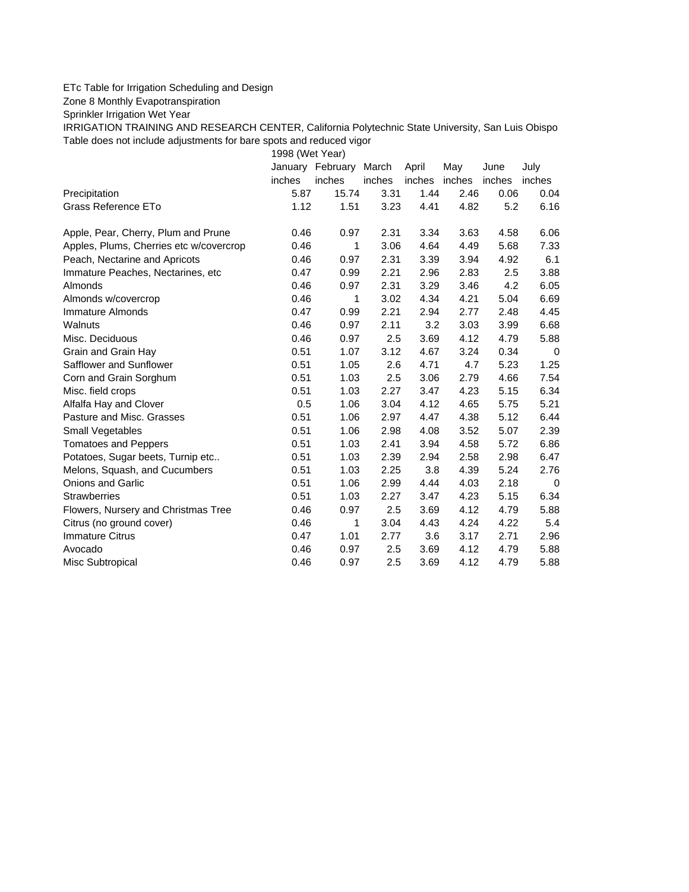ETc Table for Irrigation Scheduling and Design

Zone 8 Monthly Evapotranspiration

Sprinkler Irrigation Wet Year

IRRIGATION TRAINING AND RESEARCH CENTER, California Polytechnic State University, San Luis Obispo

Table does not include adjustments for bare spots and reduced vigor

| | 1998 (Wet Year) | | | | | | |
|---|---|---|---|---|---|---|---|
| | January | February | March | April | May | June | July |
| | inches | inches | inches | inches | inches | inches | inches |
| Precipitation | 5.87 | 15.74 | 3.31 | 1.44 | 2.46 | 0.06 | 0.04 |
| Grass Reference ETo | 1.12 | 1.51 | 3.23 | 4.41 | 4.82 | 5.2 | 6.16 |
| | | | | | | | |
| Apple, Pear, Cherry, Plum and Prune | 0.46 | 0.97 | 2.31 | 3.34 | 3.63 | 4.58 | 6.06 |
| Apples, Plums, Cherries etc w/covercrop | 0.46 | 1 | 3.06 | 4.64 | 4.49 | 5.68 | 7.33 |
| Peach, Nectarine and Apricots | 0.46 | 0.97 | 2.31 | 3.39 | 3.94 | 4.92 | 6.1 |
| Immature Peaches, Nectarines, etc | 0.47 | 0.99 | 2.21 | 2.96 | 2.83 | 2.5 | 3.88 |
| Almonds | 0.46 | 0.97 | 2.31 | 3.29 | 3.46 | 4.2 | 6.05 |
| Almonds w/covercrop | 0.46 | 1 | 3.02 | 4.34 | 4.21 | 5.04 | 6.69 |
| Immature Almonds | 0.47 | 0.99 | 2.21 | 2.94 | 2.77 | 2.48 | 4.45 |
| Walnuts | 0.46 | 0.97 | 2.11 | 3.2 | 3.03 | 3.99 | 6.68 |
| Misc. Deciduous | 0.46 | 0.97 | 2.5 | 3.69 | 4.12 | 4.79 | 5.88 |
| Grain and Grain Hay | 0.51 | 1.07 | 3.12 | 4.67 | 3.24 | 0.34 | 0 |
| Safflower and Sunflower | 0.51 | 1.05 | 2.6 | 4.71 | 4.7 | 5.23 | 1.25 |
| Corn and Grain Sorghum | 0.51 | 1.03 | 2.5 | 3.06 | 2.79 | 4.66 | 7.54 |
| Misc. field crops | 0.51 | 1.03 | 2.27 | 3.47 | 4.23 | 5.15 | 6.34 |
| Alfalfa Hay and Clover | 0.5 | 1.06 | 3.04 | 4.12 | 4.65 | 5.75 | 5.21 |
| Pasture and Misc. Grasses | 0.51 | 1.06 | 2.97 | 4.47 | 4.38 | 5.12 | 6.44 |
| Small Vegetables | 0.51 | 1.06 | 2.98 | 4.08 | 3.52 | 5.07 | 2.39 |
| Tomatoes and Peppers | 0.51 | 1.03 | 2.41 | 3.94 | 4.58 | 5.72 | 6.86 |
| Potatoes, Sugar beets, Turnip etc.. | 0.51 | 1.03 | 2.39 | 2.94 | 2.58 | 2.98 | 6.47 |
| Melons, Squash, and Cucumbers | 0.51 | 1.03 | 2.25 | 3.8 | 4.39 | 5.24 | 2.76 |
| Onions and Garlic | 0.51 | 1.06 | 2.99 | 4.44 | 4.03 | 2.18 | 0 |
| Strawberries | 0.51 | 1.03 | 2.27 | 3.47 | 4.23 | 5.15 | 6.34 |
| Flowers, Nursery and Christmas Tree | 0.46 | 0.97 | 2.5 | 3.69 | 4.12 | 4.79 | 5.88 |
| Citrus (no ground cover) | 0.46 | 1 | 3.04 | 4.43 | 4.24 | 4.22 | 5.4 |
| Immature Citrus | 0.47 | 1.01 | 2.77 | 3.6 | 3.17 | 2.71 | 2.96 |
| Avocado | 0.46 | 0.97 | 2.5 | 3.69 | 4.12 | 4.79 | 5.88 |
| Misc Subtropical | 0.46 | 0.97 | 2.5 | 3.69 | 4.12 | 4.79 | 5.88 |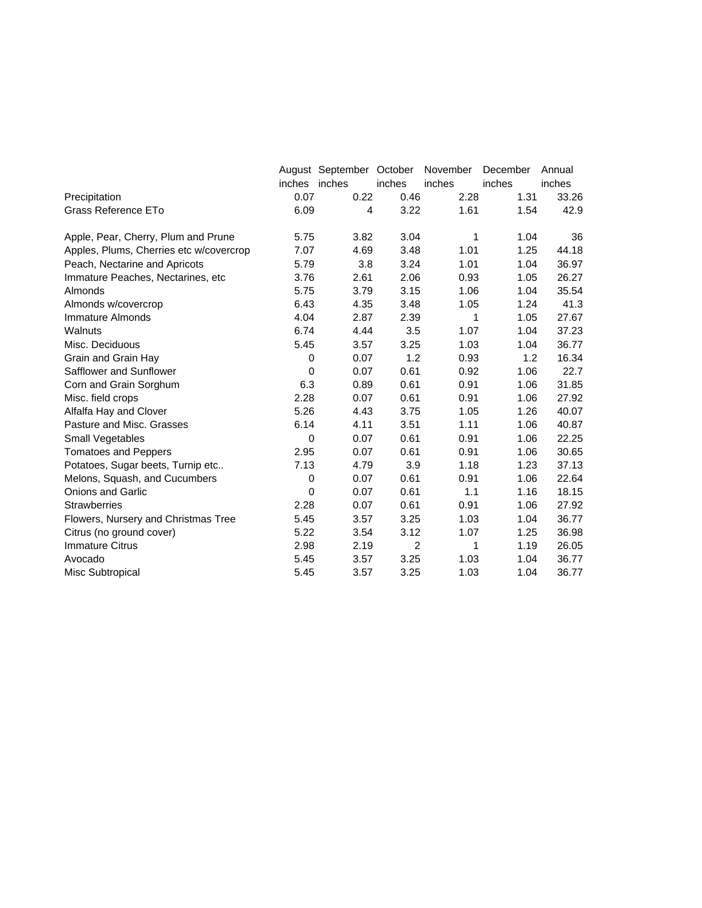| | August | September | October | November | December | Annual |
|---|---|---|---|---|---|---|
| | inches | inches | inches | inches | inches | inches |
| Precipitation | 0.07 | 0.22 | 0.46 | 2.28 | 1.31 | 33.26 |
| Grass Reference ETo | 6.09 | 4 | 3.22 | 1.61 | 1.54 | 42.9 |
| | | | | | | |
| Apple, Pear, Cherry, Plum and Prune | 5.75 | 3.82 | 3.04 | 1 | 1.04 | 36 |
| Apples, Plums, Cherries etc w/covercrop | 7.07 | 4.69 | 3.48 | 1.01 | 1.25 | 44.18 |
| Peach, Nectarine and Apricots | 5.79 | 3.8 | 3.24 | 1.01 | 1.04 | 36.97 |
| Immature Peaches, Nectarines, etc | 3.76 | 2.61 | 2.06 | 0.93 | 1.05 | 26.27 |
| Almonds | 5.75 | 3.79 | 3.15 | 1.06 | 1.04 | 35.54 |
| Almonds w/covercrop | 6.43 | 4.35 | 3.48 | 1.05 | 1.24 | 41.3 |
| Immature Almonds | 4.04 | 2.87 | 2.39 | 1 | 1.05 | 27.67 |
| Walnuts | 6.74 | 4.44 | 3.5 | 1.07 | 1.04 | 37.23 |
| Misc. Deciduous | 5.45 | 3.57 | 3.25 | 1.03 | 1.04 | 36.77 |
| Grain and Grain Hay | 0 | 0.07 | 1.2 | 0.93 | 1.2 | 16.34 |
| Safflower and Sunflower | 0 | 0.07 | 0.61 | 0.92 | 1.06 | 22.7 |
| Corn and Grain Sorghum | 6.3 | 0.89 | 0.61 | 0.91 | 1.06 | 31.85 |
| Misc. field crops | 2.28 | 0.07 | 0.61 | 0.91 | 1.06 | 27.92 |
| Alfalfa Hay and Clover | 5.26 | 4.43 | 3.75 | 1.05 | 1.26 | 40.07 |
| Pasture and Misc. Grasses | 6.14 | 4.11 | 3.51 | 1.11 | 1.06 | 40.87 |
| Small Vegetables | 0 | 0.07 | 0.61 | 0.91 | 1.06 | 22.25 |
| Tomatoes and Peppers | 2.95 | 0.07 | 0.61 | 0.91 | 1.06 | 30.65 |
| Potatoes, Sugar beets, Turnip etc.. | 7.13 | 4.79 | 3.9 | 1.18 | 1.23 | 37.13 |
| Melons, Squash, and Cucumbers | 0 | 0.07 | 0.61 | 0.91 | 1.06 | 22.64 |
| Onions and Garlic | 0 | 0.07 | 0.61 | 1.1 | 1.16 | 18.15 |
| Strawberries | 2.28 | 0.07 | 0.61 | 0.91 | 1.06 | 27.92 |
| Flowers, Nursery and Christmas Tree | 5.45 | 3.57 | 3.25 | 1.03 | 1.04 | 36.77 |
| Citrus (no ground cover) | 5.22 | 3.54 | 3.12 | 1.07 | 1.25 | 36.98 |
| Immature Citrus | 2.98 | 2.19 | 2 | 1 | 1.19 | 26.05 |
| Avocado | 5.45 | 3.57 | 3.25 | 1.03 | 1.04 | 36.77 |
| Misc Subtropical | 5.45 | 3.57 | 3.25 | 1.03 | 1.04 | 36.77 |